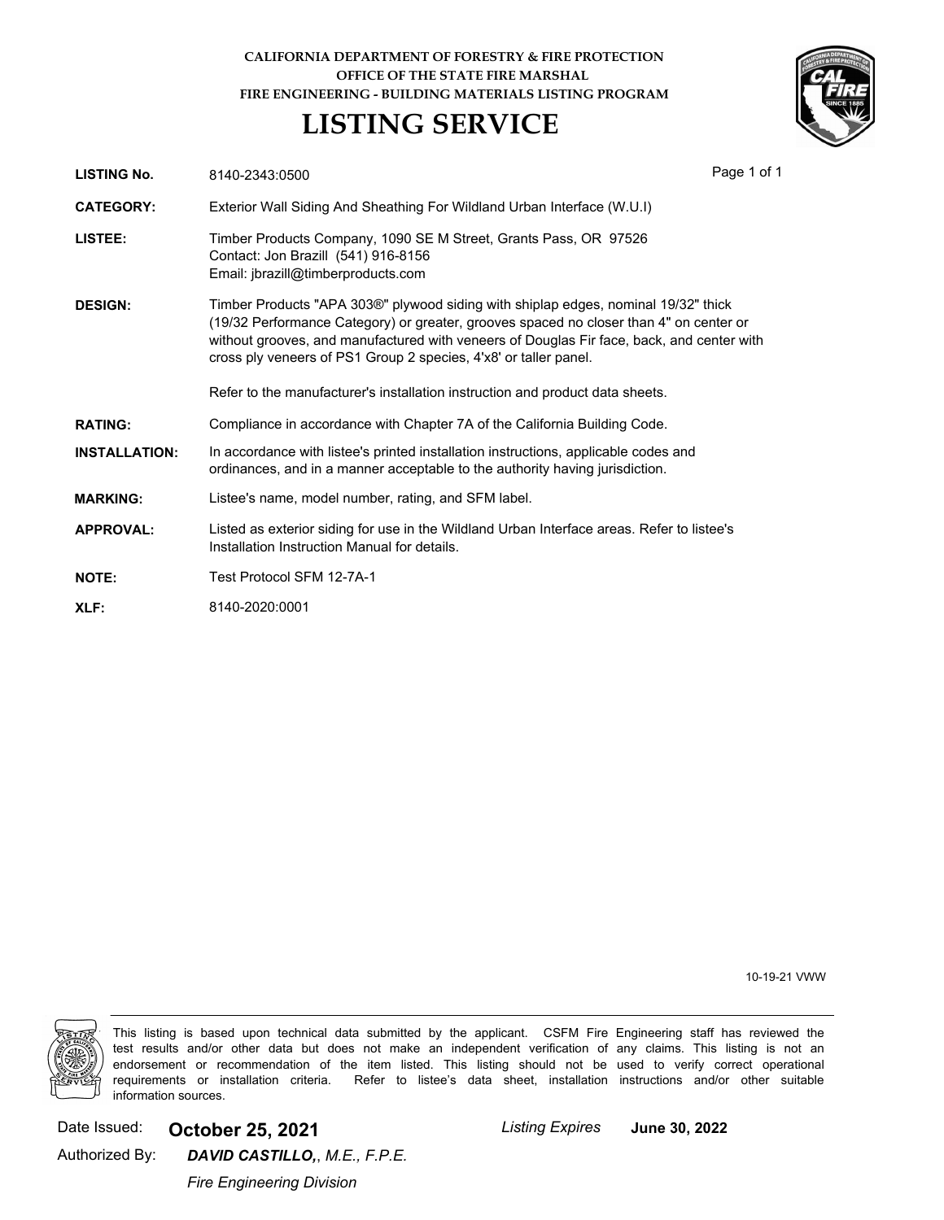**CALIFORNIA DEPARTMENT OF FORESTRY & FIRE PROTECTION**
**OFFICE OF THE STATE FIRE MARSHAL**
**FIRE ENGINEERING - BUILDING MATERIALS LISTING PROGRAM**

# LISTING SERVICE

**LISTING No.** 8140-2343:0500

**CATEGORY:** Exterior Wall Siding And Sheathing For Wildland Urban Interface (W.U.I)

**LISTEE:** Timber Products Company, 1090 SE M Street, Grants Pass, OR 97526
Contact: Jon Brazill (541) 916-8156
Email: jbrazill@timberproducts.com

**DESIGN:** Timber Products "APA 303®" plywood siding with shiplap edges, nominal 19/32" thick (19/32 Performance Category) or greater, grooves spaced no closer than 4" on center or without grooves, and manufactured with veneers of Douglas Fir face, back, and center with cross ply veneers of PS1 Group 2 species, 4'x8' or taller panel.

Refer to the manufacturer's installation instruction and product data sheets.

**RATING:** Compliance in accordance with Chapter 7A of the California Building Code.

**INSTALLATION:** In accordance with listee's printed installation instructions, applicable codes and ordinances, and in a manner acceptable to the authority having jurisdiction.

**MARKING:** Listee's name, model number, rating, and SFM label.

**APPROVAL:** Listed as exterior siding for use in the Wildland Urban Interface areas. Refer to listee's Installation Instruction Manual for details.

**NOTE:** Test Protocol SFM 12-7A-1

**XLF:** 8140-2020:0001

10-19-21 VWW

This listing is based upon technical data submitted by the applicant. CSFM Fire Engineering staff has reviewed the test results and/or other data but does not make an independent verification of any claims. This listing is not an endorsement or recommendation of the item listed. This listing should not be used to verify correct operational requirements or installation criteria. Refer to listee's data sheet, installation instructions and/or other suitable information sources.

Date Issued: **October 25, 2021** *Listing Expires* **June 30, 2022**

Authorized By: ***DAVID CASTILLO,****, M.E., F.P.E.*

*Fire Engineering Division*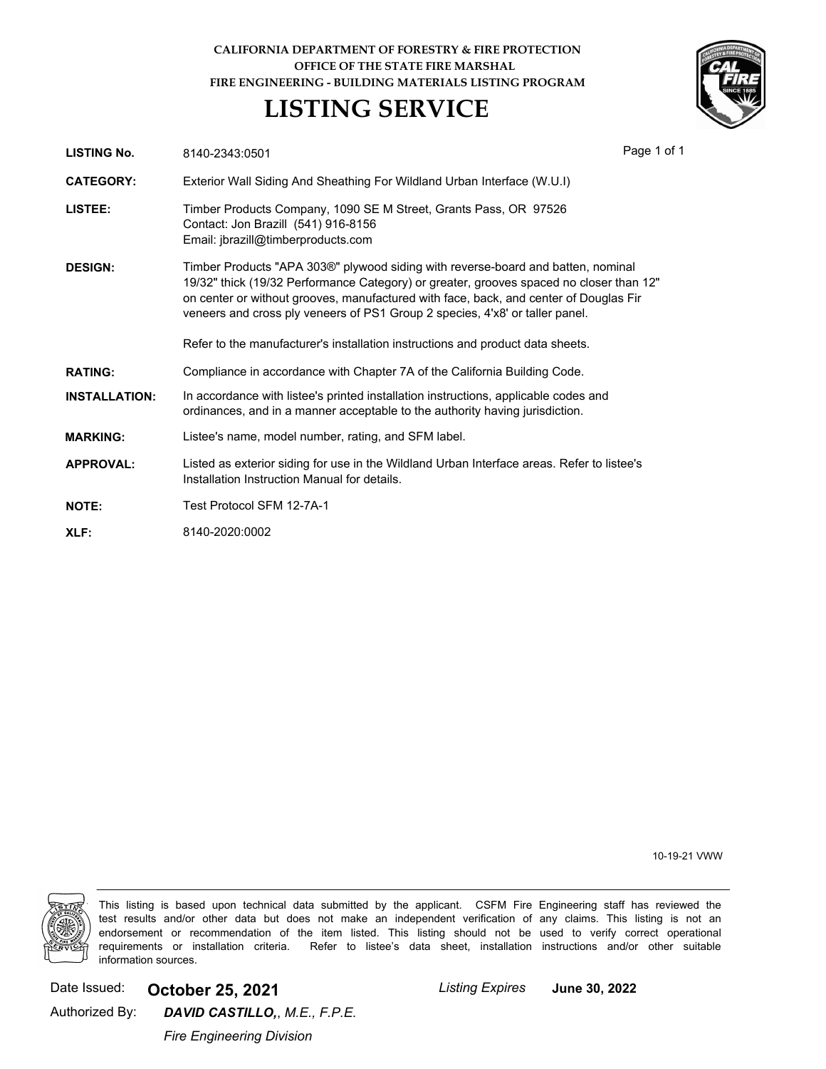CALIFORNIA DEPARTMENT OF FORESTRY & FIRE PROTECTION
OFFICE OF THE STATE FIRE MARSHAL
FIRE ENGINEERING - BUILDING MATERIALS LISTING PROGRAM

# LISTING SERVICE

**LISTING No.** 8140-2343:0501

**CATEGORY:** Exterior Wall Siding And Sheathing For Wildland Urban Interface (W.U.I)

**LISTEE:** Timber Products Company, 1090 SE M Street, Grants Pass, OR 97526
Contact: Jon Brazill (541) 916-8156
Email: jbrazill@timberproducts.com

**DESIGN:** Timber Products "APA 303®" plywood siding with reverse-board and batten, nominal 19/32" thick (19/32 Performance Category) or greater, grooves spaced no closer than 12" on center or without grooves, manufactured with face, back, and center of Douglas Fir veneers and cross ply veneers of PS1 Group 2 species, 4'x8' or taller panel.

Refer to the manufacturer's installation instructions and product data sheets.

**RATING:** Compliance in accordance with Chapter 7A of the California Building Code.

**INSTALLATION:** In accordance with listee's printed installation instructions, applicable codes and ordinances, and in a manner acceptable to the authority having jurisdiction.

**MARKING:** Listee's name, model number, rating, and SFM label.

**APPROVAL:** Listed as exterior siding for use in the Wildland Urban Interface areas. Refer to listee's Installation Instruction Manual for details.

**NOTE:** Test Protocol SFM 12-7A-1

**XLF:** 8140-2020:0002

10-19-21 VWW

This listing is based upon technical data submitted by the applicant. CSFM Fire Engineering staff has reviewed the test results and/or other data but does not make an independent verification of any claims. This listing is not an endorsement or recommendation of the item listed. This listing should not be used to verify correct operational requirements or installation criteria. Refer to listee's data sheet, installation instructions and/or other suitable information sources.

Date Issued: **October 25, 2021** *Listing Expires* **June 30, 2022**

Authorized By: ***DAVID CASTILLO,**, M.E., F.P.E.*

*Fire Engineering Division*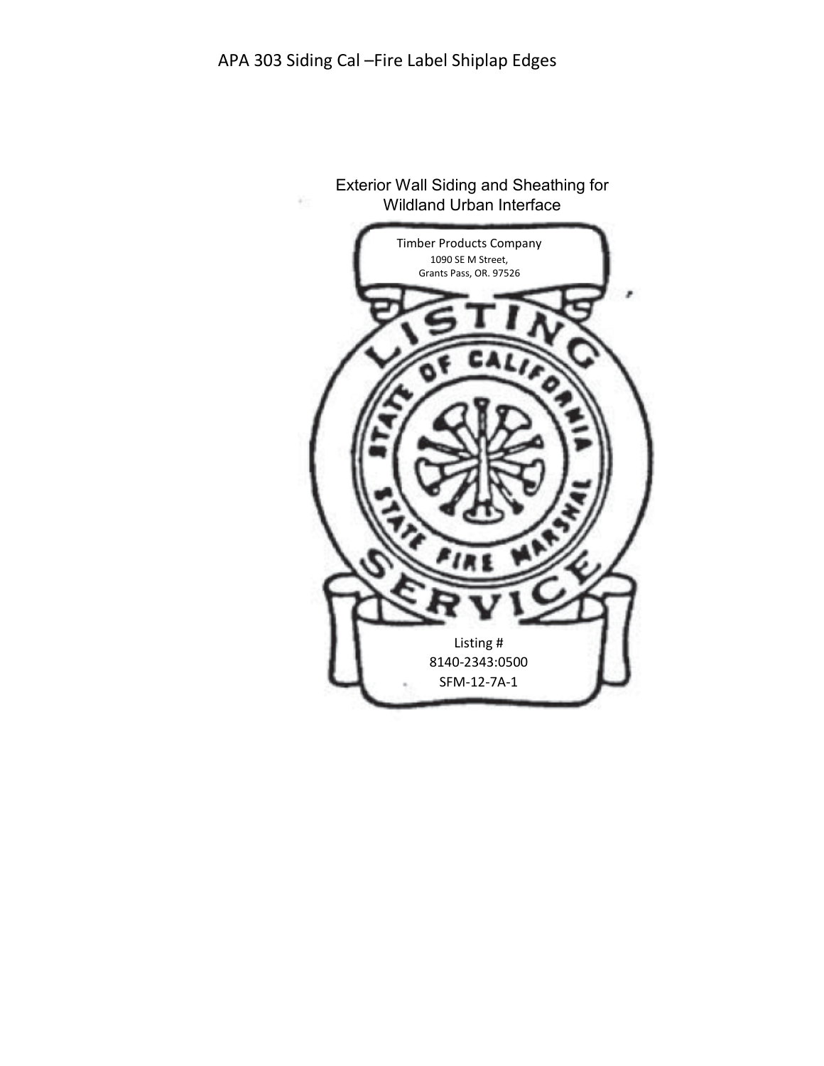# APA 303 Siding Cal –Fire Label Shiplap Edges

Exterior Wall Siding and Sheathing for Wildland Urban Interface

Timber Products Company
1090 SE M Street,
Grants Pass, OR. 97526

LISTING
STATE OF CALIFORNIA
STATE FIRE MARSHAL
SERVICE

Listing #
8140-2343:0500
SFM-12-7A-1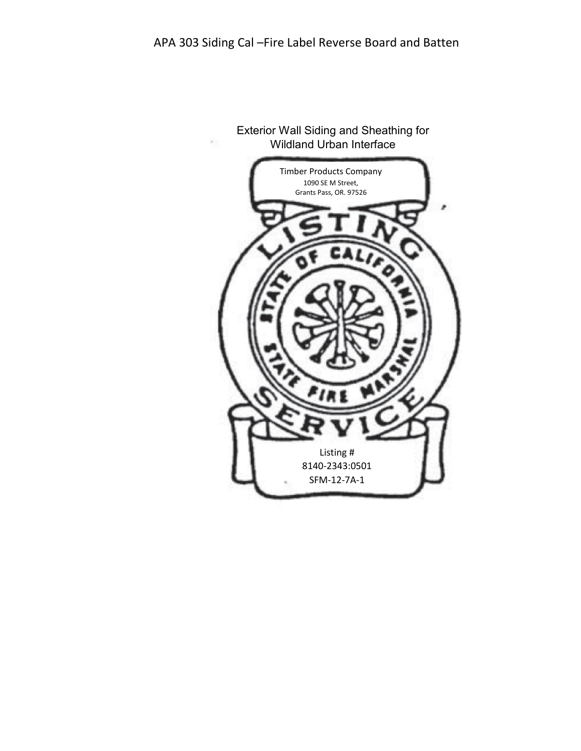# APA 303 Siding Cal –Fire Label Reverse Board and Batten

Exterior Wall Siding and Sheathing for Wildland Urban Interface

Timber Products Company
1090 SE M Street,
Grants Pass, OR. 97526

LISTING
STATE OF CALIFORNIA
STATE FIRE MARSHAL
SERVICE

Listing #
8140-2343:0501
SFM-12-7A-1